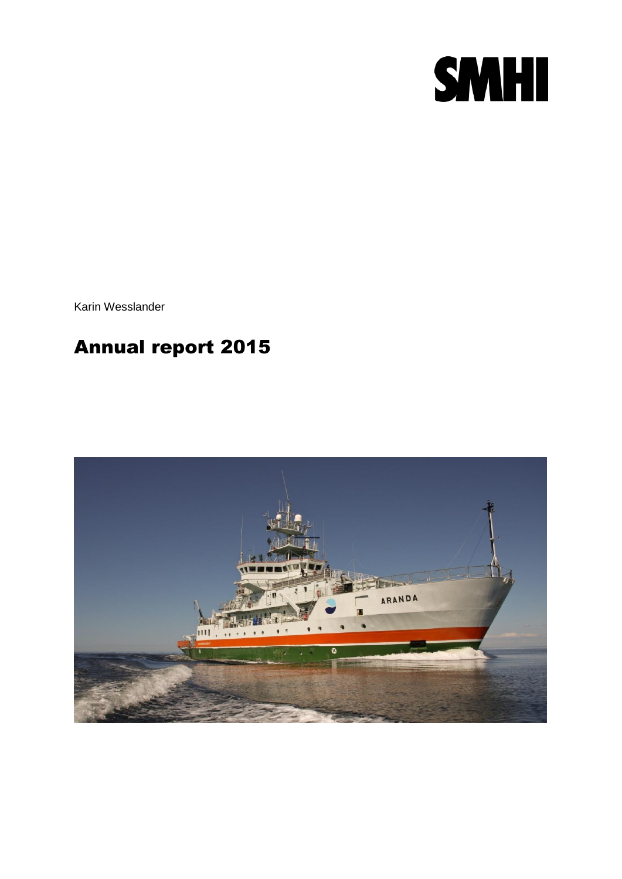SMHI

Karin Wesslander

# Annual report 2015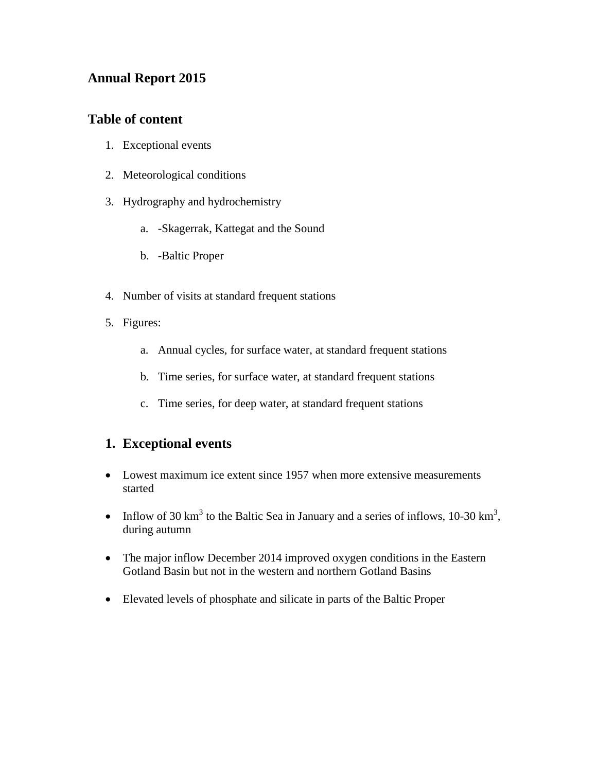# Annual Report 2015

## Table of content

1. Exceptional events
2. Meteorological conditions
3. Hydrography and hydrochemistry
    a. -Skagerrak, Kattegat and the Sound
    b. -Baltic Proper
4. Number of visits at standard frequent stations
5. Figures:
    a. Annual cycles, for surface water, at standard frequent stations
    b. Time series, for surface water, at standard frequent stations
    c. Time series, for deep water, at standard frequent stations

## 1. Exceptional events

- Lowest maximum ice extent since 1957 when more extensive measurements started
- Inflow of 30 $km^3$ to the Baltic Sea in January and a series of inflows, 10-30 $km^3$, during autumn
- The major inflow December 2014 improved oxygen conditions in the Eastern Gotland Basin but not in the western and northern Gotland Basins
- Elevated levels of phosphate and silicate in parts of the Baltic Proper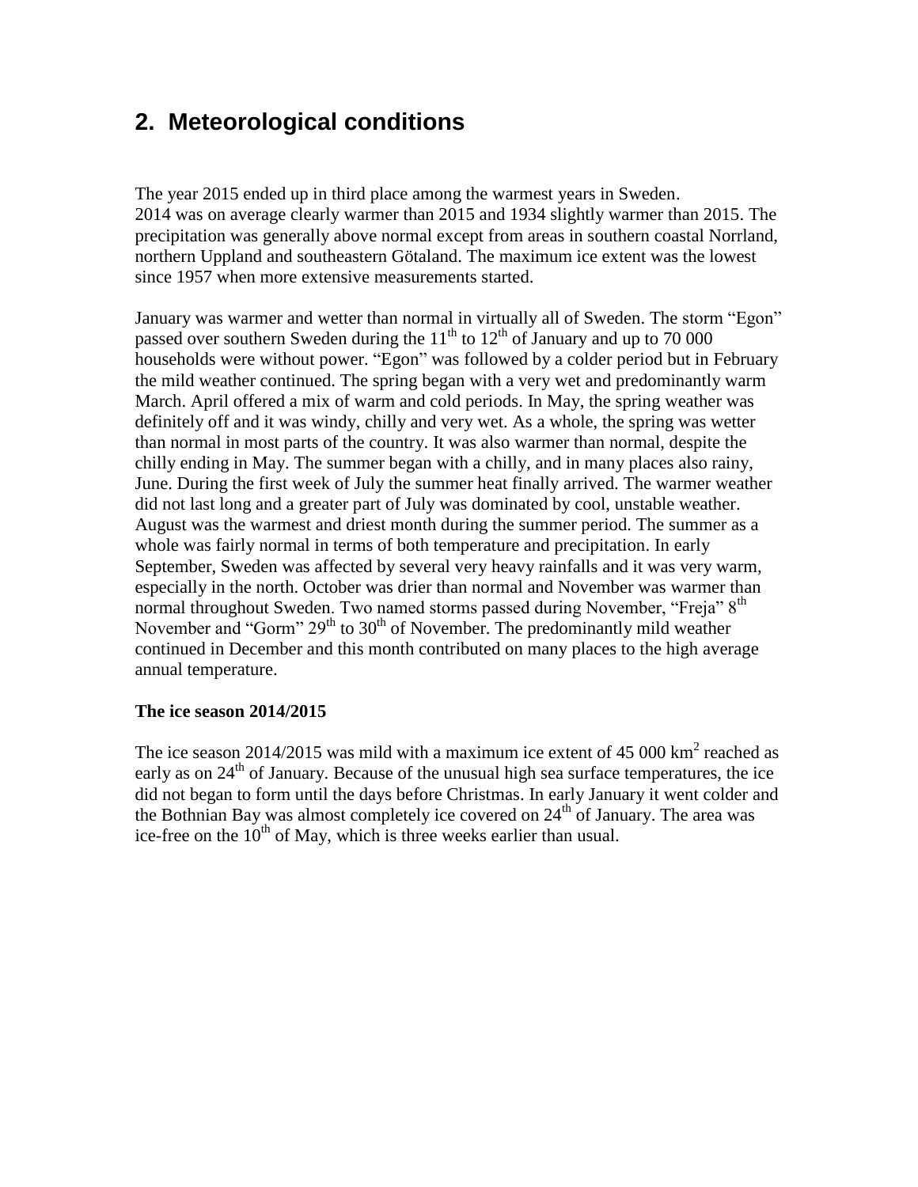## 2. Meteorological conditions

The year 2015 ended up in third place among the warmest years in Sweden. 2014 was on average clearly warmer than 2015 and 1934 slightly warmer than 2015. The precipitation was generally above normal except from areas in southern coastal Norrland, northern Uppland and southeastern Götaland. The maximum ice extent was the lowest since 1957 when more extensive measurements started.

January was warmer and wetter than normal in virtually all of Sweden. The storm "Egon" passed over southern Sweden during the 11th to 12th of January and up to 70 000 households were without power. "Egon" was followed by a colder period but in February the mild weather continued. The spring began with a very wet and predominantly warm March. April offered a mix of warm and cold periods. In May, the spring weather was definitely off and it was windy, chilly and very wet. As a whole, the spring was wetter than normal in most parts of the country. It was also warmer than normal, despite the chilly ending in May. The summer began with a chilly, and in many places also rainy, June. During the first week of July the summer heat finally arrived. The warmer weather did not last long and a greater part of July was dominated by cool, unstable weather. August was the warmest and driest month during the summer period. The summer as a whole was fairly normal in terms of both temperature and precipitation. In early September, Sweden was affected by several very heavy rainfalls and it was very warm, especially in the north. October was drier than normal and November was warmer than normal throughout Sweden. Two named storms passed during November, "Freja" 8th November and "Gorm" 29th to 30th of November. The predominantly mild weather continued in December and this month contributed on many places to the high average annual temperature.

**The ice season 2014/2015**

The ice season 2014/2015 was mild with a maximum ice extent of 45 000 $km^2$ reached as early as on 24th of January. Because of the unusual high sea surface temperatures, the ice did not began to form until the days before Christmas. In early January it went colder and the Bothnian Bay was almost completely ice covered on 24th of January. The area was ice-free on the 10th of May, which is three weeks earlier than usual.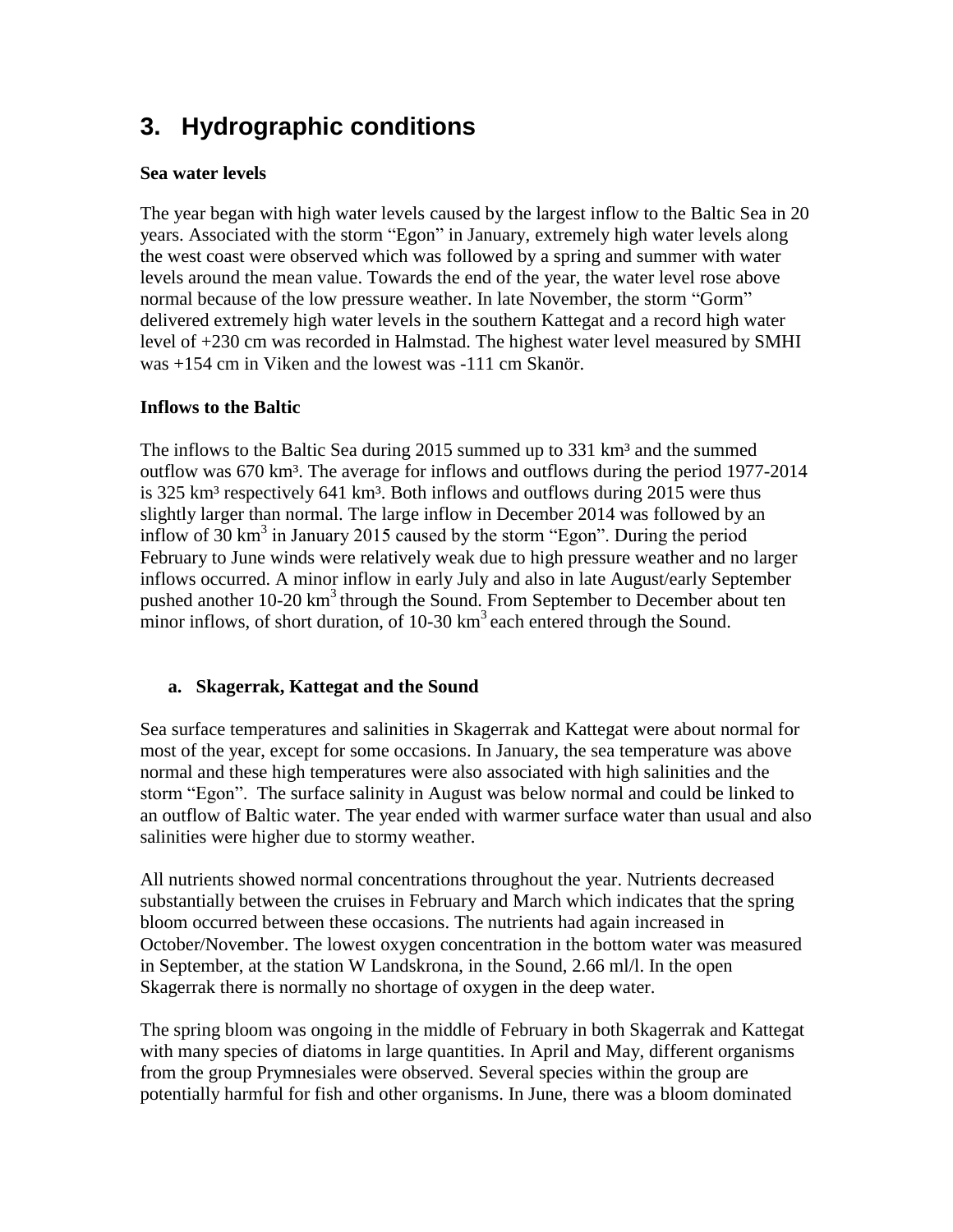# 3. Hydrographic conditions

**Sea water levels**

The year began with high water levels caused by the largest inflow to the Baltic Sea in 20 years. Associated with the storm "Egon" in January, extremely high water levels along the west coast were observed which was followed by a spring and summer with water levels around the mean value. Towards the end of the year, the water level rose above normal because of the low pressure weather. In late November, the storm "Gorm" delivered extremely high water levels in the southern Kattegat and a record high water level of +230 cm was recorded in Halmstad. The highest water level measured by SMHI was +154 cm in Viken and the lowest was -111 cm Skanör.

**Inflows to the Baltic**

The inflows to the Baltic Sea during 2015 summed up to 331 km³ and the summed outflow was 670 km³. The average for inflows and outflows during the period 1977-2014 is 325 km³ respectively 641 km³. Both inflows and outflows during 2015 were thus slightly larger than normal. The large inflow in December 2014 was followed by an inflow of 30 km³ in January 2015 caused by the storm "Egon". During the period February to June winds were relatively weak due to high pressure weather and no larger inflows occurred. A minor inflow in early July and also in late August/early September pushed another 10-20 km³ through the Sound. From September to December about ten minor inflows, of short duration, of 10-30 km³ each entered through the Sound.

## a. Skagerrak, Kattegat and the Sound

Sea surface temperatures and salinities in Skagerrak and Kattegat were about normal for most of the year, except for some occasions. In January, the sea temperature was above normal and these high temperatures were also associated with high salinities and the storm "Egon". The surface salinity in August was below normal and could be linked to an outflow of Baltic water. The year ended with warmer surface water than usual and also salinities were higher due to stormy weather.

All nutrients showed normal concentrations throughout the year. Nutrients decreased substantially between the cruises in February and March which indicates that the spring bloom occurred between these occasions. The nutrients had again increased in October/November. The lowest oxygen concentration in the bottom water was measured in September, at the station W Landskrona, in the Sound, 2.66 ml/l. In the open Skagerrak there is normally no shortage of oxygen in the deep water.

The spring bloom was ongoing in the middle of February in both Skagerrak and Kattegat with many species of diatoms in large quantities. In April and May, different organisms from the group Prymnesiales were observed. Several species within the group are potentially harmful for fish and other organisms. In June, there was a bloom dominated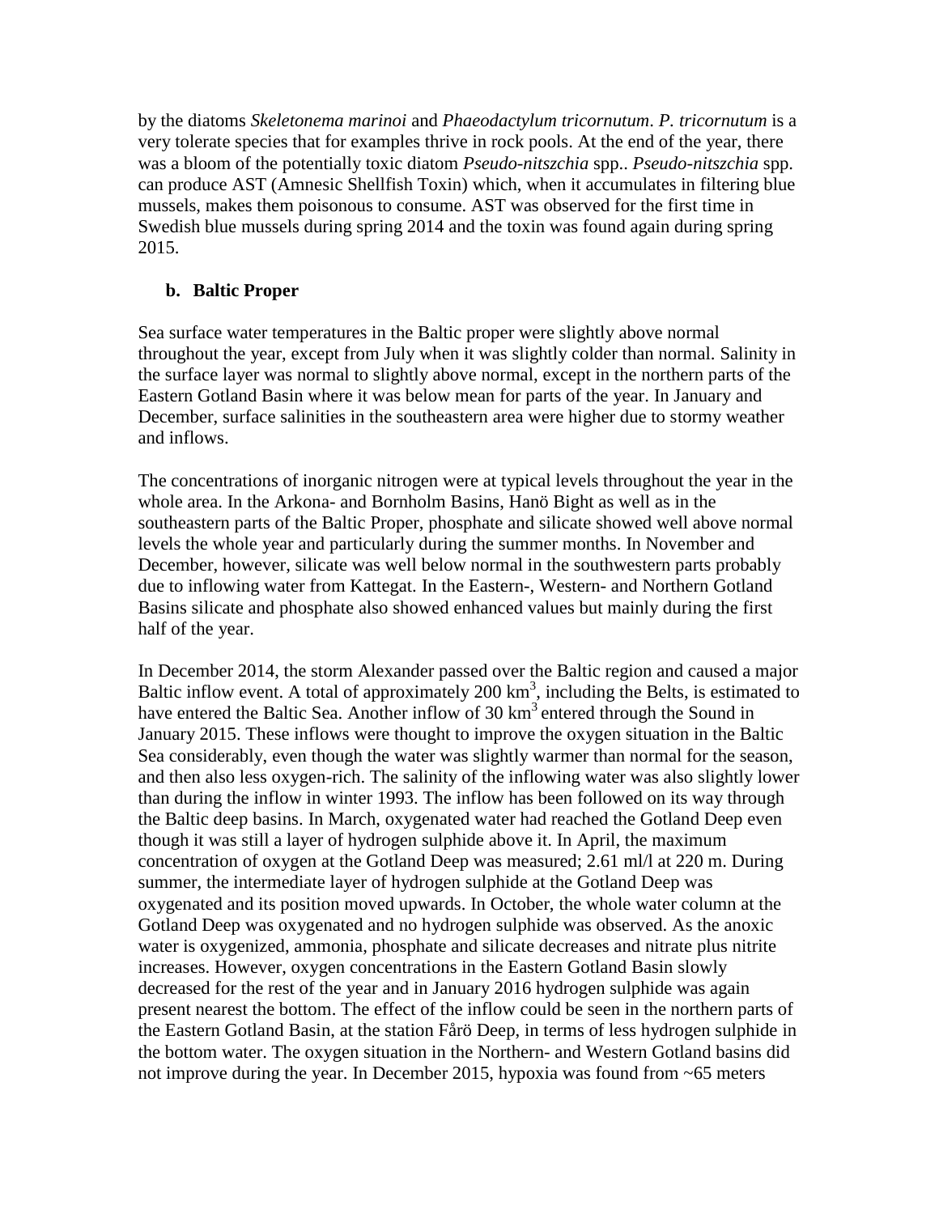by the diatoms *Skeletonema marinoi* and *Phaeodactylum tricornutum*. *P. tricornutum* is a very tolerate species that for examples thrive in rock pools. At the end of the year, there was a bloom of the potentially toxic diatom *Pseudo-nitszchia* spp.. *Pseudo-nitszchia* spp. can produce AST (Amnesic Shellfish Toxin) which, when it accumulates in filtering blue mussels, makes them poisonous to consume. AST was observed for the first time in Swedish blue mussels during spring 2014 and the toxin was found again during spring 2015.

### b. Baltic Proper

Sea surface water temperatures in the Baltic proper were slightly above normal throughout the year, except from July when it was slightly colder than normal. Salinity in the surface layer was normal to slightly above normal, except in the northern parts of the Eastern Gotland Basin where it was below mean for parts of the year. In January and December, surface salinities in the southeastern area were higher due to stormy weather and inflows.

The concentrations of inorganic nitrogen were at typical levels throughout the year in the whole area. In the Arkona- and Bornholm Basins, Hanö Bight as well as in the southeastern parts of the Baltic Proper, phosphate and silicate showed well above normal levels the whole year and particularly during the summer months. In November and December, however, silicate was well below normal in the southwestern parts probably due to inflowing water from Kattegat. In the Eastern-, Western- and Northern Gotland Basins silicate and phosphate also showed enhanced values but mainly during the first half of the year.

In December 2014, the storm Alexander passed over the Baltic region and caused a major Baltic inflow event. A total of approximately 200 $km^3$, including the Belts, is estimated to have entered the Baltic Sea. Another inflow of 30 $km^3$ entered through the Sound in January 2015. These inflows were thought to improve the oxygen situation in the Baltic Sea considerably, even though the water was slightly warmer than normal for the season, and then also less oxygen-rich. The salinity of the inflowing water was also slightly lower than during the inflow in winter 1993. The inflow has been followed on its way through the Baltic deep basins. In March, oxygenated water had reached the Gotland Deep even though it was still a layer of hydrogen sulphide above it. In April, the maximum concentration of oxygen at the Gotland Deep was measured; 2.61 ml/l at 220 m. During summer, the intermediate layer of hydrogen sulphide at the Gotland Deep was oxygenated and its position moved upwards. In October, the whole water column at the Gotland Deep was oxygenated and no hydrogen sulphide was observed. As the anoxic water is oxygenized, ammonia, phosphate and silicate decreases and nitrate plus nitrite increases. However, oxygen concentrations in the Eastern Gotland Basin slowly decreased for the rest of the year and in January 2016 hydrogen sulphide was again present nearest the bottom. The effect of the inflow could be seen in the northern parts of the Eastern Gotland Basin, at the station Fårö Deep, in terms of less hydrogen sulphide in the bottom water. The oxygen situation in the Northern- and Western Gotland basins did not improve during the year. In December 2015, hypoxia was found from ~65 meters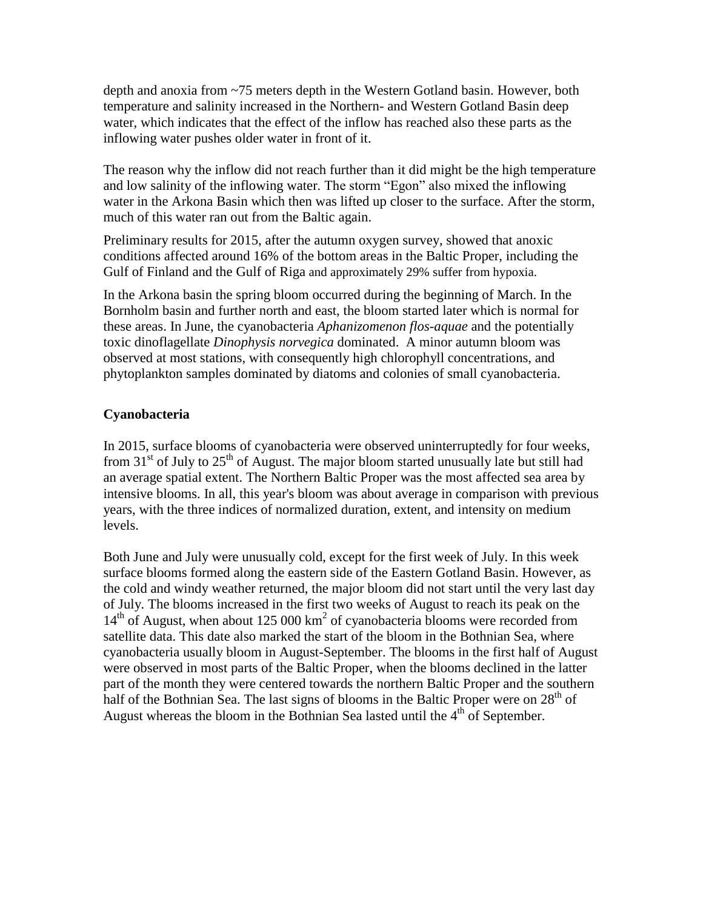depth and anoxia from ~75 meters depth in the Western Gotland basin. However, both temperature and salinity increased in the Northern- and Western Gotland Basin deep water, which indicates that the effect of the inflow has reached also these parts as the inflowing water pushes older water in front of it.

The reason why the inflow did not reach further than it did might be the high temperature and low salinity of the inflowing water. The storm "Egon" also mixed the inflowing water in the Arkona Basin which then was lifted up closer to the surface. After the storm, much of this water ran out from the Baltic again.

Preliminary results for 2015, after the autumn oxygen survey, showed that anoxic conditions affected around 16% of the bottom areas in the Baltic Proper, including the Gulf of Finland and the Gulf of Riga and approximately 29% suffer from hypoxia.

In the Arkona basin the spring bloom occurred during the beginning of March. In the Bornholm basin and further north and east, the bloom started later which is normal for these areas. In June, the cyanobacteria *Aphanizomenon flos-aquae* and the potentially toxic dinoflagellate *Dinophysis norvegica* dominated. A minor autumn bloom was observed at most stations, with consequently high chlorophyll concentrations, and phytoplankton samples dominated by diatoms and colonies of small cyanobacteria.

## Cyanobacteria

In 2015, surface blooms of cyanobacteria were observed uninterruptedly for four weeks, from 31st of July to 25th of August. The major bloom started unusually late but still had an average spatial extent. The Northern Baltic Proper was the most affected sea area by intensive blooms. In all, this year's bloom was about average in comparison with previous years, with the three indices of normalized duration, extent, and intensity on medium levels.

Both June and July were unusually cold, except for the first week of July. In this week surface blooms formed along the eastern side of the Eastern Gotland Basin. However, as the cold and windy weather returned, the major bloom did not start until the very last day of July. The blooms increased in the first two weeks of August to reach its peak on the 14th of August, when about 125 000 $km^2$ of cyanobacteria blooms were recorded from satellite data. This date also marked the start of the bloom in the Bothnian Sea, where cyanobacteria usually bloom in August-September. The blooms in the first half of August were observed in most parts of the Baltic Proper, when the blooms declined in the latter part of the month they were centered towards the northern Baltic Proper and the southern half of the Bothnian Sea. The last signs of blooms in the Baltic Proper were on 28th of August whereas the bloom in the Bothnian Sea lasted until the 4th of September.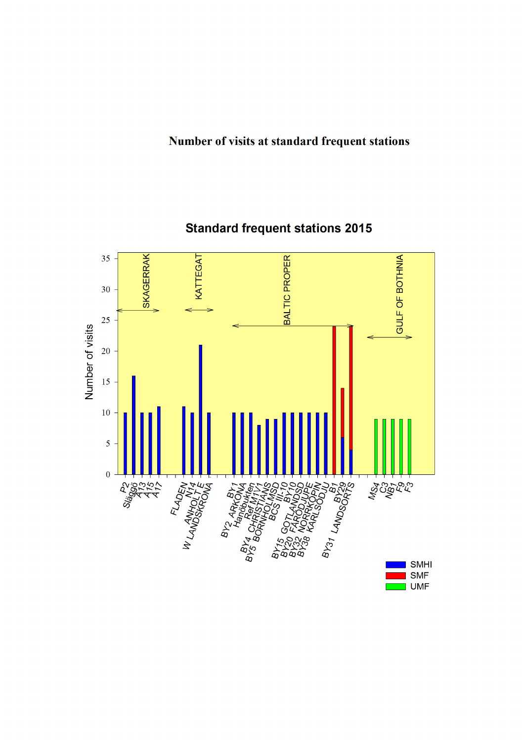# Number of visits at standard frequent stations

## Standard frequent stations 2015

| Region | Station | SMHI | SMF | UMF |
|---|---|---|---|---|
| SKAGERRAK | P2 | 10 | | |
| SKAGERRAK | Släggö | 16 | | |
| SKAGERRAK | A13 | 10 | | |
| SKAGERRAK | A15 | 10 | | |
| SKAGERRAK | A17 | 11 | | |
| KATTEGAT | FLADEN | 11 | | |
| KATTEGAT | N14 | 10 | | |
| KATTEGAT | ANHOLT E | 21 | | |
| KATTEGAT | W LANDSKRONA | 10 | | |
| BALTIC PROPER | BY1 | 10 | | |
| BALTIC PROPER | BY2 ARKONA | 10 | | |
| BALTIC PROPER | Hanöbukten | 10 | | |
| BALTIC PROPER | Ref M1V1 | 8 | | |
| BALTIC PROPER | BY4 CHRISTIANS | 9 | | |
| BALTIC PROPER | BY5 BORNHOLMSD | 9 | | |
| BALTIC PROPER | BCS III-10 | 10 | | |
| BALTIC PROPER | BY10 | 10 | | |
| BALTIC PROPER | BY15 GOTLANDSD | 10 | | |
| BALTIC PROPER | BY20 FÅRÖDJUPE | 10 | | |
| BALTIC PROPER | BY32 NORRKÖPIN | 10 | | |
| BALTIC PROPER | BY38 KARLSODJU | 10 | | |
| BALTIC PROPER | B1 | | 24 | |
| BALTIC PROPER | BY29 | 6 | 8 | |
| BALTIC PROPER | BY31 LANDSORTS | 4 | 20 | |
| GULF OF BOTHNIA | MS4 | | | 9 |
| GULF OF BOTHNIA | C3 | | | 9 |
| GULF OF BOTHNIA | NB1 | | | 9 |
| GULF OF BOTHNIA | F9 | | | 9 |
| GULF OF BOTHNIA | F3 | | | 9 |

Number of visits (y-axis, 0–35). Legend: SMHI, SMF, UMF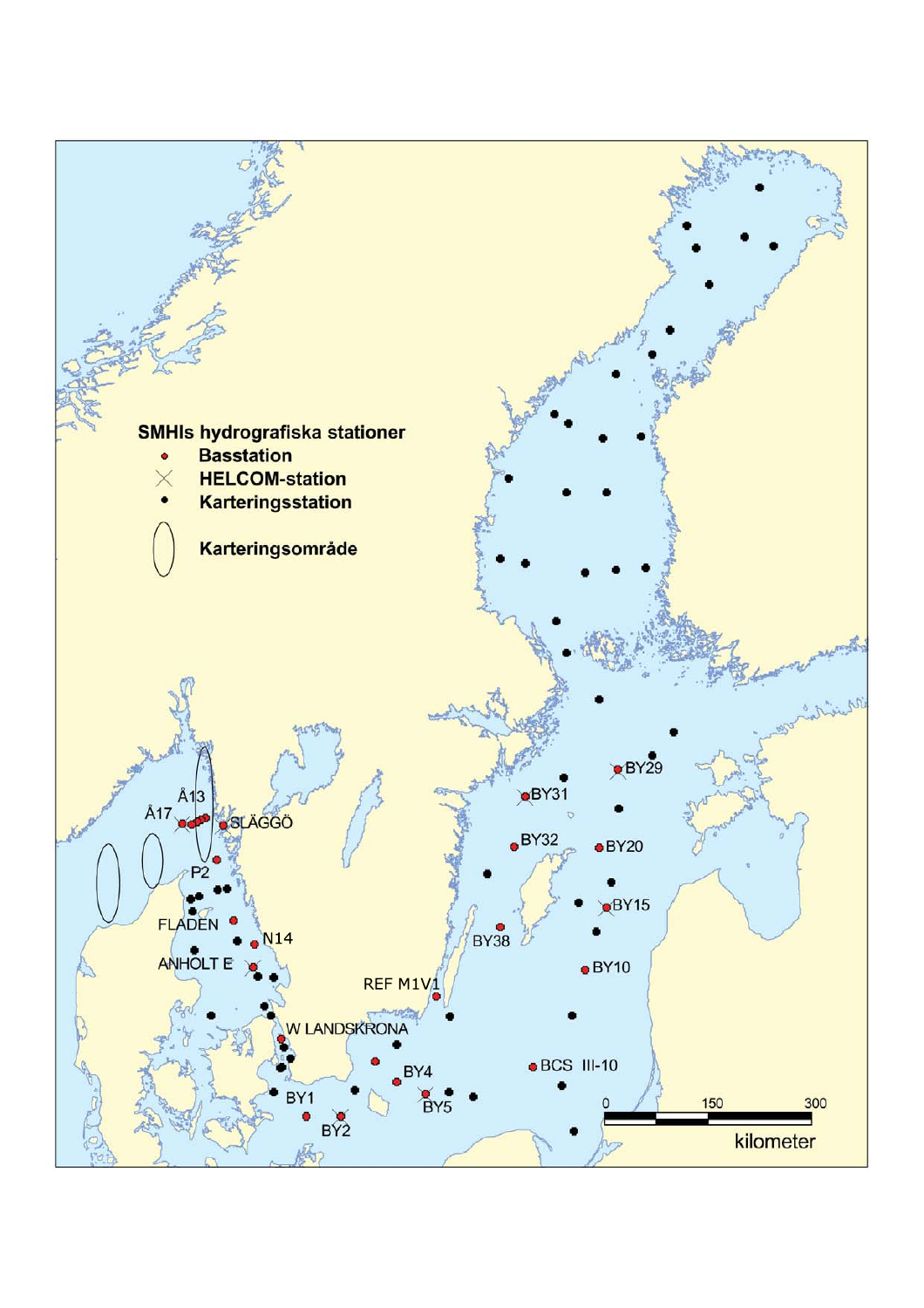SMHIs hydrografiska stationer

Basstation

HELCOM-station

Karteringsstation

Karteringsområde

Å13

Å17

SLÄGGÖ

P2

FLADEN

N14

ANHOLT E

W LANDSKRONA

REF M1V1

BY1

BY2

BY4

BY5

BCS III-10

BY10

BY38

BY15

BY32

BY20

BY31

BY29

0

150

300

kilometer